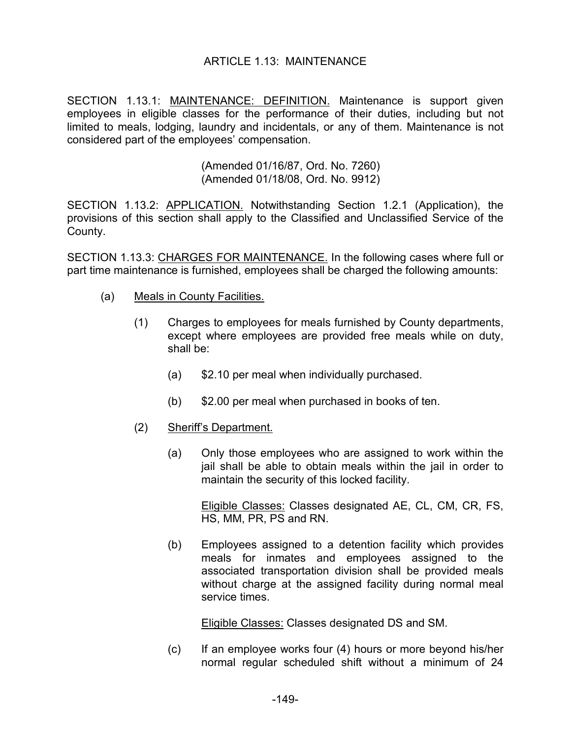# ARTICLE 1.13: MAINTENANCE

SECTION 1.13.1: <u>MAINTENANCE: DEFINITION.</u> Maintenance is support given employees in eligible classes for the performance of their duties, including but not limited to meals, lodging, laundry and incidentals, or any of them. Maintenance is not considered part of the employees' compensation.

(Amended 01/16/87, Ord. No. 7260)
(Amended 01/18/08, Ord. No. 9912)

SECTION 1.13.2: <u>APPLICATION.</u> Notwithstanding Section 1.2.1 (Application), the provisions of this section shall apply to the Classified and Unclassified Service of the County.

SECTION 1.13.3: <u>CHARGES FOR MAINTENANCE.</u> In the following cases where full or part time maintenance is furnished, employees shall be charged the following amounts:

(a) <u>Meals in County Facilities.</u>

(1) Charges to employees for meals furnished by County departments, except where employees are provided free meals while on duty, shall be:

(a) $2.10 per meal when individually purchased.

(b) $2.00 per meal when purchased in books of ten.

(2) <u>Sheriff's Department.</u>

(a) Only those employees who are assigned to work within the jail shall be able to obtain meals within the jail in order to maintain the security of this locked facility.

<u>Eligible Classes:</u> Classes designated AE, CL, CM, CR, FS, HS, MM, PR, PS and RN.

(b) Employees assigned to a detention facility which provides meals for inmates and employees assigned to the associated transportation division shall be provided meals without charge at the assigned facility during normal meal service times.

<u>Eligible Classes:</u> Classes designated DS and SM.

(c) If an employee works four (4) hours or more beyond his/her normal regular scheduled shift without a minimum of 24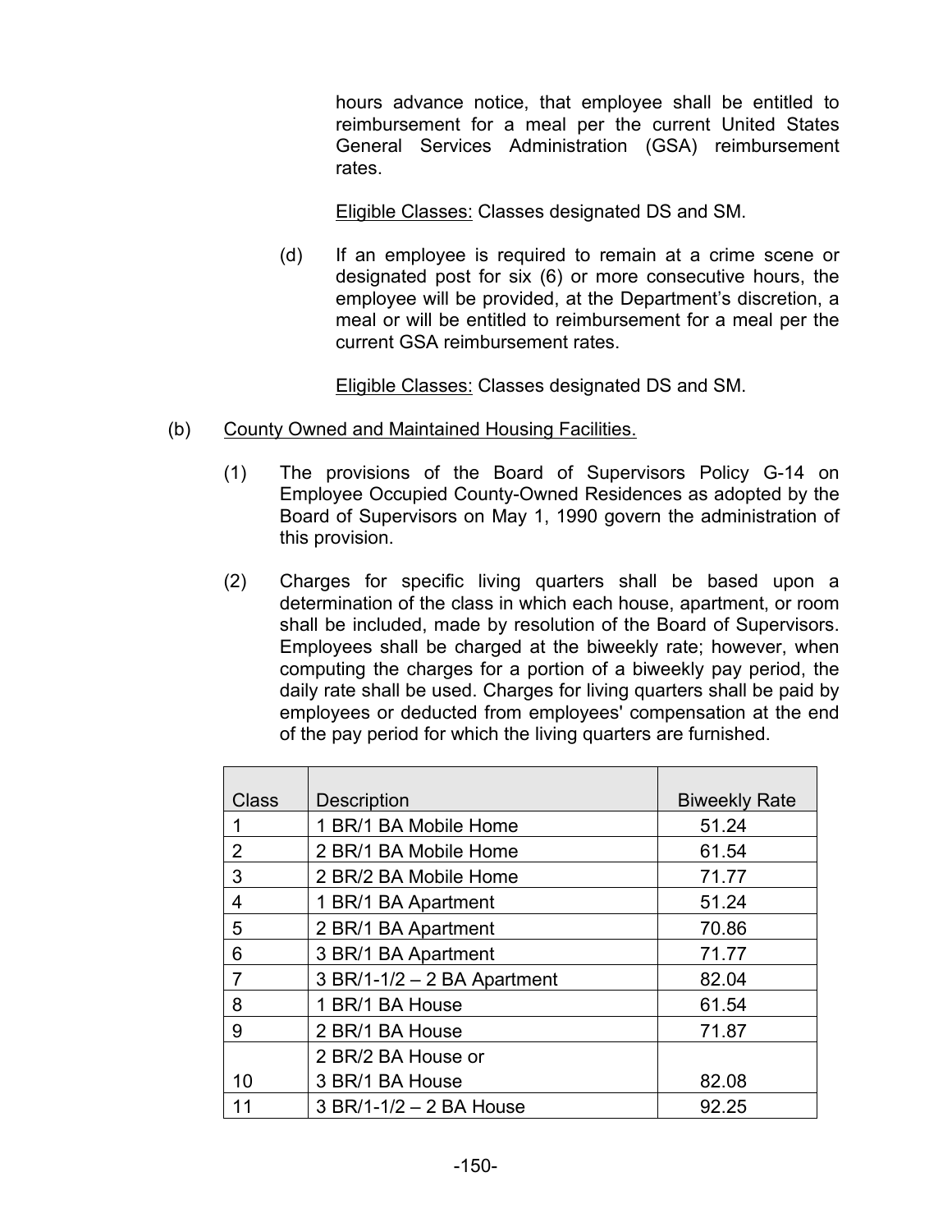hours advance notice, that employee shall be entitled to reimbursement for a meal per the current United States General Services Administration (GSA) reimbursement rates.

Eligible Classes: Classes designated DS and SM.

(d) If an employee is required to remain at a crime scene or designated post for six (6) or more consecutive hours, the employee will be provided, at the Department's discretion, a meal or will be entitled to reimbursement for a meal per the current GSA reimbursement rates.

Eligible Classes: Classes designated DS and SM.

(b) County Owned and Maintained Housing Facilities.

(1) The provisions of the Board of Supervisors Policy G-14 on Employee Occupied County-Owned Residences as adopted by the Board of Supervisors on May 1, 1990 govern the administration of this provision.

(2) Charges for specific living quarters shall be based upon a determination of the class in which each house, apartment, or room shall be included, made by resolution of the Board of Supervisors. Employees shall be charged at the biweekly rate; however, when computing the charges for a portion of a biweekly pay period, the daily rate shall be used. Charges for living quarters shall be paid by employees or deducted from employees' compensation at the end of the pay period for which the living quarters are furnished.

| Class | Description | Biweekly Rate |
|---|---|---|
| 1 | 1 BR/1 BA Mobile Home | 51.24 |
| 2 | 2 BR/1 BA Mobile Home | 61.54 |
| 3 | 2 BR/2 BA Mobile Home | 71.77 |
| 4 | 1 BR/1 BA Apartment | 51.24 |
| 5 | 2 BR/1 BA Apartment | 70.86 |
| 6 | 3 BR/1 BA Apartment | 71.77 |
| 7 | 3 BR/1-1/2 – 2 BA Apartment | 82.04 |
| 8 | 1 BR/1 BA House | 61.54 |
| 9 | 2 BR/1 BA House | 71.87 |
| 10 | 2 BR/2 BA House or 3 BR/1 BA House | 82.08 |
| 11 | 3 BR/1-1/2 – 2 BA House | 92.25 |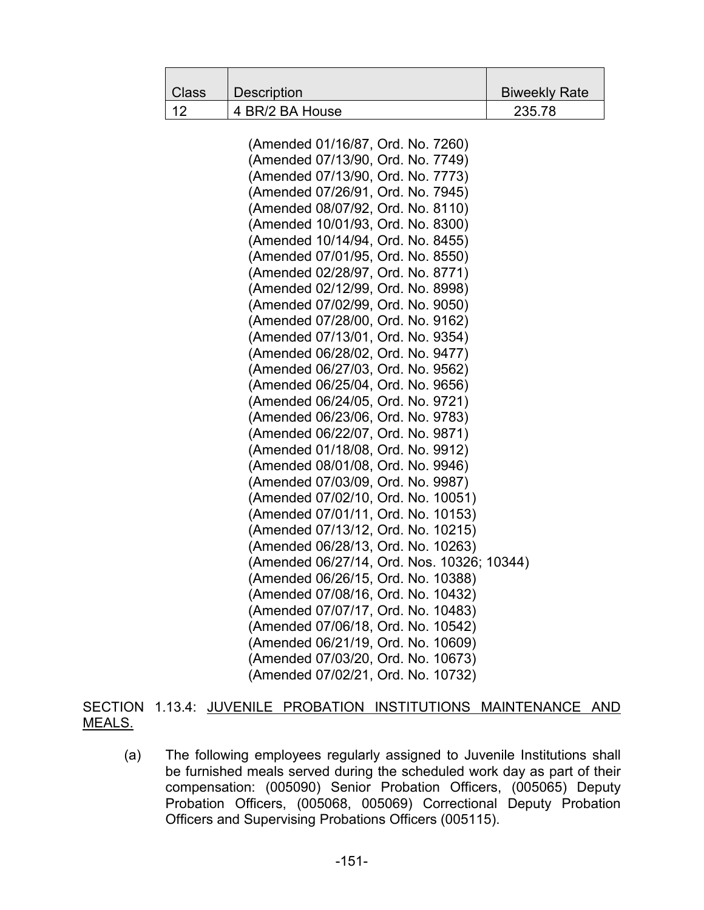| Class | Description | Biweekly Rate |
|---|---|---|
| 12 | 4 BR/2 BA House | 235.78 |

(Amended 01/16/87, Ord. No. 7260)
(Amended 07/13/90, Ord. No. 7749)
(Amended 07/13/90, Ord. No. 7773)
(Amended 07/26/91, Ord. No. 7945)
(Amended 08/07/92, Ord. No. 8110)
(Amended 10/01/93, Ord. No. 8300)
(Amended 10/14/94, Ord. No. 8455)
(Amended 07/01/95, Ord. No. 8550)
(Amended 02/28/97, Ord. No. 8771)
(Amended 02/12/99, Ord. No. 8998)
(Amended 07/02/99, Ord. No. 9050)
(Amended 07/28/00, Ord. No. 9162)
(Amended 07/13/01, Ord. No. 9354)
(Amended 06/28/02, Ord. No. 9477)
(Amended 06/27/03, Ord. No. 9562)
(Amended 06/25/04, Ord. No. 9656)
(Amended 06/24/05, Ord. No. 9721)
(Amended 06/23/06, Ord. No. 9783)
(Amended 06/22/07, Ord. No. 9871)
(Amended 01/18/08, Ord. No. 9912)
(Amended 08/01/08, Ord. No. 9946)
(Amended 07/03/09, Ord. No. 9987)
(Amended 07/02/10, Ord. No. 10051)
(Amended 07/01/11, Ord. No. 10153)
(Amended 07/13/12, Ord. No. 10215)
(Amended 06/28/13, Ord. No. 10263)
(Amended 06/27/14, Ord. Nos. 10326; 10344)
(Amended 06/26/15, Ord. No. 10388)
(Amended 07/08/16, Ord. No. 10432)
(Amended 07/07/17, Ord. No. 10483)
(Amended 07/06/18, Ord. No. 10542)
(Amended 06/21/19, Ord. No. 10609)
(Amended 07/03/20, Ord. No. 10673)
(Amended 07/02/21, Ord. No. 10732)

SECTION 1.13.4: JUVENILE PROBATION INSTITUTIONS MAINTENANCE AND MEALS.

(a) The following employees regularly assigned to Juvenile Institutions shall be furnished meals served during the scheduled work day as part of their compensation: (005090) Senior Probation Officers, (005065) Deputy Probation Officers, (005068, 005069) Correctional Deputy Probation Officers and Supervising Probations Officers (005115).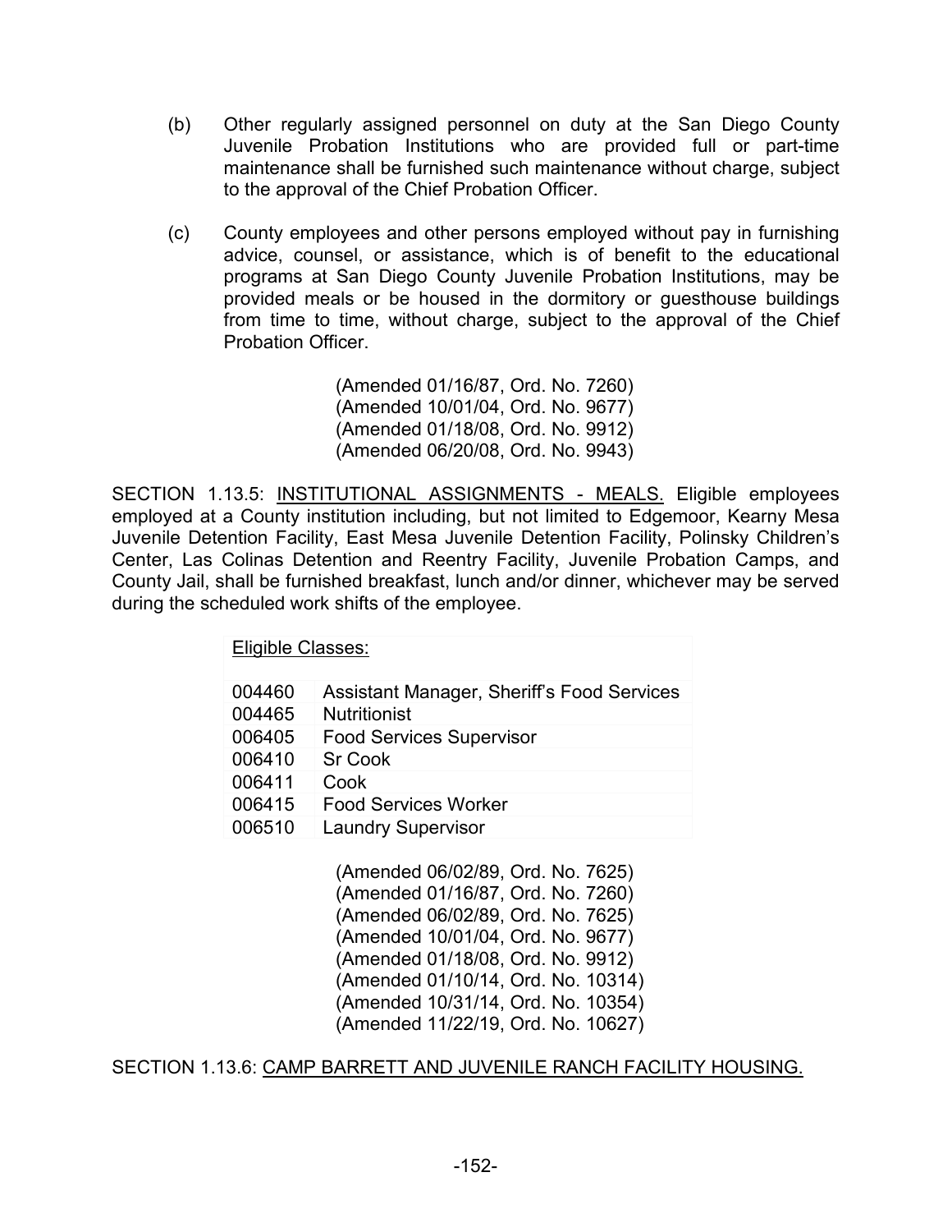(b) Other regularly assigned personnel on duty at the San Diego County Juvenile Probation Institutions who are provided full or part-time maintenance shall be furnished such maintenance without charge, subject to the approval of the Chief Probation Officer.

(c) County employees and other persons employed without pay in furnishing advice, counsel, or assistance, which is of benefit to the educational programs at San Diego County Juvenile Probation Institutions, may be provided meals or be housed in the dormitory or guesthouse buildings from time to time, without charge, subject to the approval of the Chief Probation Officer.

(Amended 01/16/87, Ord. No. 7260)
(Amended 10/01/04, Ord. No. 9677)
(Amended 01/18/08, Ord. No. 9912)
(Amended 06/20/08, Ord. No. 9943)

SECTION 1.13.5: <u>INSTITUTIONAL ASSIGNMENTS - MEALS.</u> Eligible employees employed at a County institution including, but not limited to Edgemoor, Kearny Mesa Juvenile Detention Facility, East Mesa Juvenile Detention Facility, Polinsky Children's Center, Las Colinas Detention and Reentry Facility, Juvenile Probation Camps, and County Jail, shall be furnished breakfast, lunch and/or dinner, whichever may be served during the scheduled work shifts of the employee.

| Eligible Classes: | |
|---|---|
| 004460 | Assistant Manager, Sheriff's Food Services |
| 004465 | Nutritionist |
| 006405 | Food Services Supervisor |
| 006410 | Sr Cook |
| 006411 | Cook |
| 006415 | Food Services Worker |
| 006510 | Laundry Supervisor |

(Amended 06/02/89, Ord. No. 7625)
(Amended 01/16/87, Ord. No. 7260)
(Amended 06/02/89, Ord. No. 7625)
(Amended 10/01/04, Ord. No. 9677)
(Amended 01/18/08, Ord. No. 9912)
(Amended 01/10/14, Ord. No. 10314)
(Amended 10/31/14, Ord. No. 10354)
(Amended 11/22/19, Ord. No. 10627)

SECTION 1.13.6: <u>CAMP BARRETT AND JUVENILE RANCH FACILITY HOUSING.</u>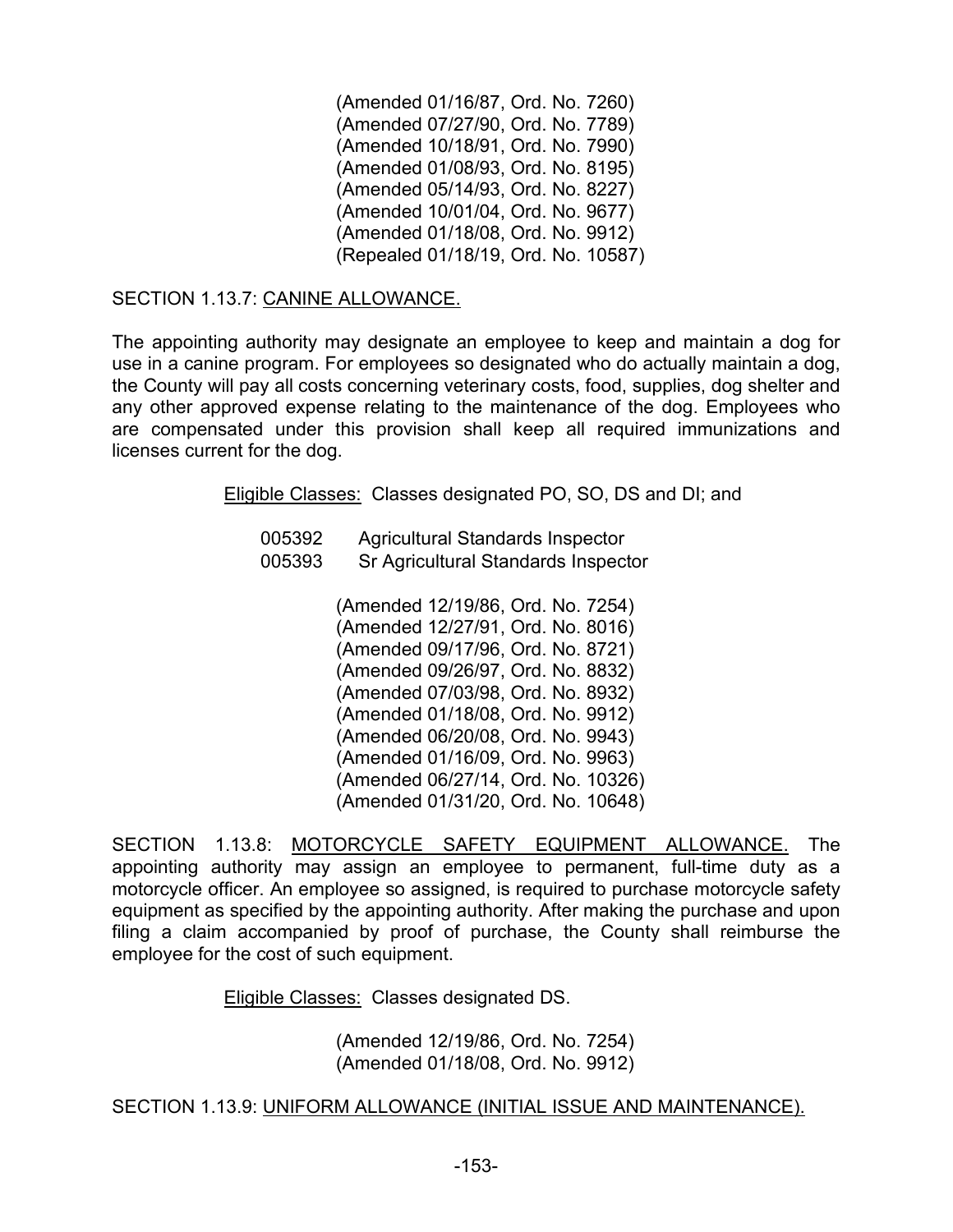(Amended 01/16/87, Ord. No. 7260)
(Amended 07/27/90, Ord. No. 7789)
(Amended 10/18/91, Ord. No. 7990)
(Amended 01/08/93, Ord. No. 8195)
(Amended 05/14/93, Ord. No. 8227)
(Amended 10/01/04, Ord. No. 9677)
(Amended 01/18/08, Ord. No. 9912)
(Repealed 01/18/19, Ord. No. 10587)

SECTION 1.13.7: <u>CANINE ALLOWANCE.</u>

The appointing authority may designate an employee to keep and maintain a dog for use in a canine program. For employees so designated who do actually maintain a dog, the County will pay all costs concerning veterinary costs, food, supplies, dog shelter and any other approved expense relating to the maintenance of the dog. Employees who are compensated under this provision shall keep all required immunizations and licenses current for the dog.

<u>Eligible Classes:</u> Classes designated PO, SO, DS and DI; and

005392 Agricultural Standards Inspector
005393 Sr Agricultural Standards Inspector

(Amended 12/19/86, Ord. No. 7254)
(Amended 12/27/91, Ord. No. 8016)
(Amended 09/17/96, Ord. No. 8721)
(Amended 09/26/97, Ord. No. 8832)
(Amended 07/03/98, Ord. No. 8932)
(Amended 01/18/08, Ord. No. 9912)
(Amended 06/20/08, Ord. No. 9943)
(Amended 01/16/09, Ord. No. 9963)
(Amended 06/27/14, Ord. No. 10326)
(Amended 01/31/20, Ord. No. 10648)

SECTION 1.13.8: <u>MOTORCYCLE SAFETY EQUIPMENT ALLOWANCE.</u> The appointing authority may assign an employee to permanent, full-time duty as a motorcycle officer. An employee so assigned, is required to purchase motorcycle safety equipment as specified by the appointing authority. After making the purchase and upon filing a claim accompanied by proof of purchase, the County shall reimburse the employee for the cost of such equipment.

<u>Eligible Classes:</u> Classes designated DS.

(Amended 12/19/86, Ord. No. 7254)
(Amended 01/18/08, Ord. No. 9912)

SECTION 1.13.9: <u>UNIFORM ALLOWANCE (INITIAL ISSUE AND MAINTENANCE).</u>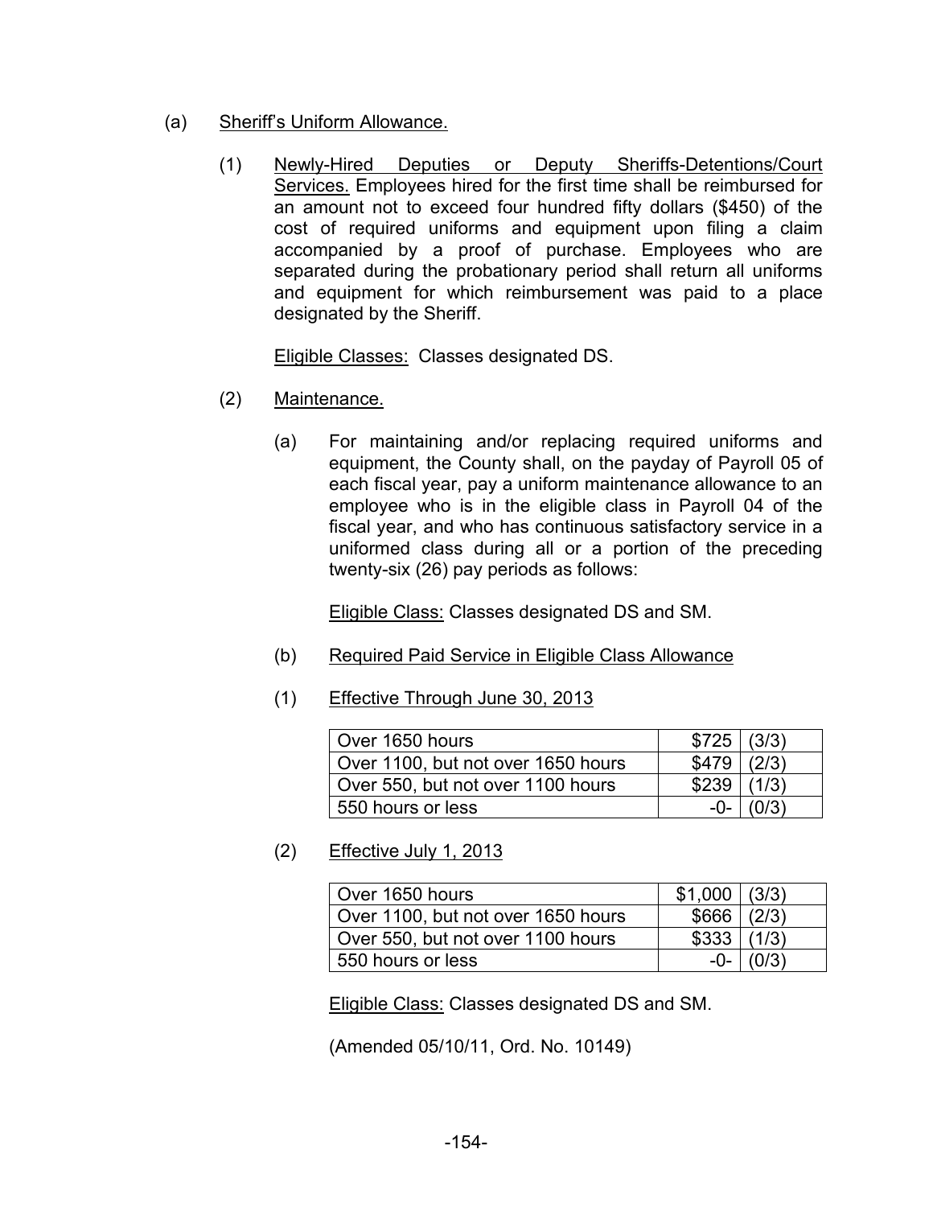(a) Sheriff's Uniform Allowance.

(1) Newly-Hired Deputies or Deputy Sheriffs-Detentions/Court Services. Employees hired for the first time shall be reimbursed for an amount not to exceed four hundred fifty dollars ($450) of the cost of required uniforms and equipment upon filing a claim accompanied by a proof of purchase. Employees who are separated during the probationary period shall return all uniforms and equipment for which reimbursement was paid to a place designated by the Sheriff.

Eligible Classes: Classes designated DS.

(2) Maintenance.

(a) For maintaining and/or replacing required uniforms and equipment, the County shall, on the payday of Payroll 05 of each fiscal year, pay a uniform maintenance allowance to an employee who is in the eligible class in Payroll 04 of the fiscal year, and who has continuous satisfactory service in a uniformed class during all or a portion of the preceding twenty-six (26) pay periods as follows:

Eligible Class: Classes designated DS and SM.

(b) Required Paid Service in Eligible Class Allowance

(1) Effective Through June 30, 2013

| | | |
|---|---|---|
| Over 1650 hours | $725 | (3/3) |
| Over 1100, but not over 1650 hours | $479 | (2/3) |
| Over 550, but not over 1100 hours | $239 | (1/3) |
| 550 hours or less | -0- | (0/3) |

(2) Effective July 1, 2013

| | | |
|---|---|---|
| Over 1650 hours | $1,000 | (3/3) |
| Over 1100, but not over 1650 hours | $666 | (2/3) |
| Over 550, but not over 1100 hours | $333 | (1/3) |
| 550 hours or less | -0- | (0/3) |

Eligible Class: Classes designated DS and SM.

(Amended 05/10/11, Ord. No. 10149)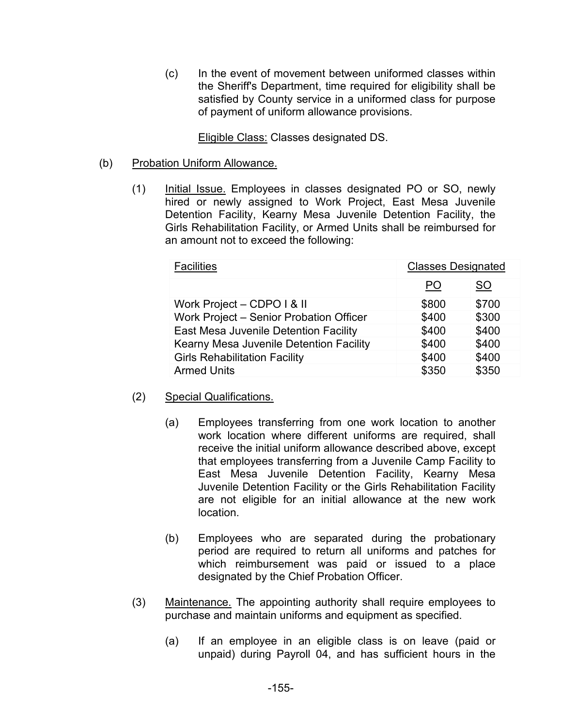(c) In the event of movement between uniformed classes within the Sheriff's Department, time required for eligibility shall be satisfied by County service in a uniformed class for purpose of payment of uniform allowance provisions.

Eligible Class: Classes designated DS.

(b) Probation Uniform Allowance.

(1) Initial Issue. Employees in classes designated PO or SO, newly hired or newly assigned to Work Project, East Mesa Juvenile Detention Facility, Kearny Mesa Juvenile Detention Facility, the Girls Rehabilitation Facility, or Armed Units shall be reimbursed for an amount not to exceed the following:

| Facilities | Classes Designated | |
|---|---|---|
| | PO | SO |
| Work Project – CDPO I & II | $800 | $700 |
| Work Project – Senior Probation Officer | $400 | $300 |
| East Mesa Juvenile Detention Facility | $400 | $400 |
| Kearny Mesa Juvenile Detention Facility | $400 | $400 |
| Girls Rehabilitation Facility | $400 | $400 |
| Armed Units | $350 | $350 |

(2) Special Qualifications.

(a) Employees transferring from one work location to another work location where different uniforms are required, shall receive the initial uniform allowance described above, except that employees transferring from a Juvenile Camp Facility to East Mesa Juvenile Detention Facility, Kearny Mesa Juvenile Detention Facility or the Girls Rehabilitation Facility are not eligible for an initial allowance at the new work location.

(b) Employees who are separated during the probationary period are required to return all uniforms and patches for which reimbursement was paid or issued to a place designated by the Chief Probation Officer.

(3) Maintenance. The appointing authority shall require employees to purchase and maintain uniforms and equipment as specified.

(a) If an employee in an eligible class is on leave (paid or unpaid) during Payroll 04, and has sufficient hours in the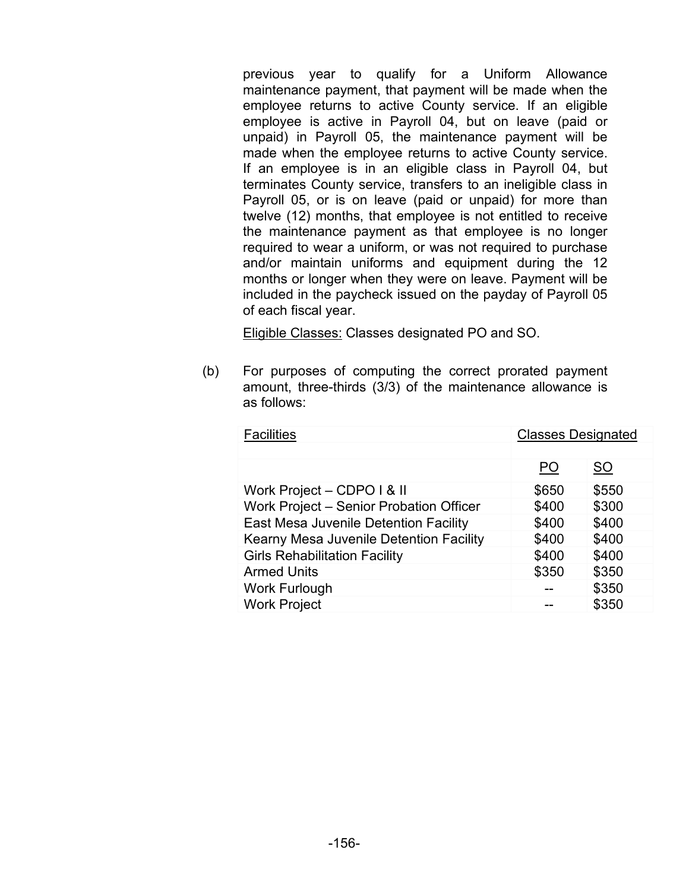previous year to qualify for a Uniform Allowance maintenance payment, that payment will be made when the employee returns to active County service. If an eligible employee is active in Payroll 04, but on leave (paid or unpaid) in Payroll 05, the maintenance payment will be made when the employee returns to active County service. If an employee is in an eligible class in Payroll 04, but terminates County service, transfers to an ineligible class in Payroll 05, or is on leave (paid or unpaid) for more than twelve (12) months, that employee is not entitled to receive the maintenance payment as that employee is no longer required to wear a uniform, or was not required to purchase and/or maintain uniforms and equipment during the 12 months or longer when they were on leave. Payment will be included in the paycheck issued on the payday of Payroll 05 of each fiscal year.

Eligible Classes: Classes designated PO and SO.

(b) For purposes of computing the correct prorated payment amount, three-thirds (3/3) of the maintenance allowance is as follows:

| Facilities | Classes Designated | |
|---|---|---|
| | PO | SO |
| Work Project – CDPO I & II | $650 | $550 |
| Work Project – Senior Probation Officer | $400 | $300 |
| East Mesa Juvenile Detention Facility | $400 | $400 |
| Kearny Mesa Juvenile Detention Facility | $400 | $400 |
| Girls Rehabilitation Facility | $400 | $400 |
| Armed Units | $350 | $350 |
| Work Furlough | -- | $350 |
| Work Project | -- | $350 |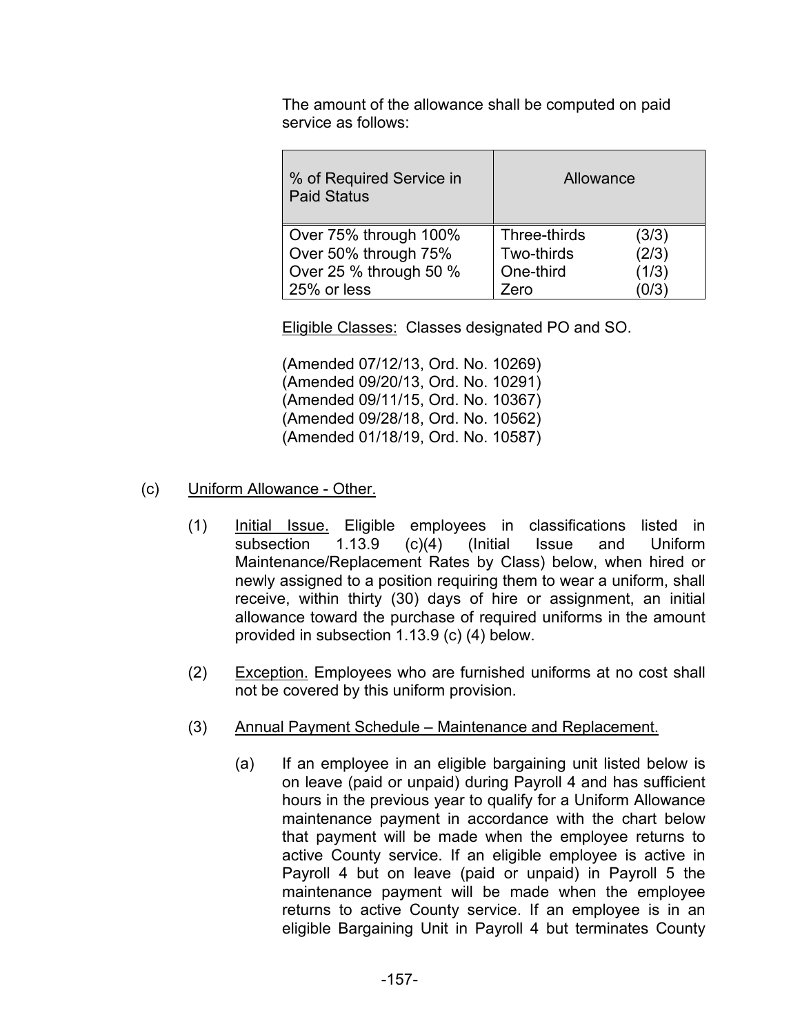The amount of the allowance shall be computed on paid service as follows:

| % of Required Service in Paid Status | Allowance | |
|---|---|---|
| Over 75% through 100% | Three-thirds | (3/3) |
| Over 50% through 75% | Two-thirds | (2/3) |
| Over 25 % through 50 % | One-third | (1/3) |
| 25% or less | Zero | (0/3) |

Eligible Classes: Classes designated PO and SO.

(Amended 07/12/13, Ord. No. 10269)
(Amended 09/20/13, Ord. No. 10291)
(Amended 09/11/15, Ord. No. 10367)
(Amended 09/28/18, Ord. No. 10562)
(Amended 01/18/19, Ord. No. 10587)

(c) Uniform Allowance - Other.

(1) Initial Issue. Eligible employees in classifications listed in subsection 1.13.9 (c)(4) (Initial Issue and Uniform Maintenance/Replacement Rates by Class) below, when hired or newly assigned to a position requiring them to wear a uniform, shall receive, within thirty (30) days of hire or assignment, an initial allowance toward the purchase of required uniforms in the amount provided in subsection 1.13.9 (c) (4) below.

(2) Exception. Employees who are furnished uniforms at no cost shall not be covered by this uniform provision.

(3) Annual Payment Schedule – Maintenance and Replacement.

(a) If an employee in an eligible bargaining unit listed below is on leave (paid or unpaid) during Payroll 4 and has sufficient hours in the previous year to qualify for a Uniform Allowance maintenance payment in accordance with the chart below that payment will be made when the employee returns to active County service. If an eligible employee is active in Payroll 4 but on leave (paid or unpaid) in Payroll 5 the maintenance payment will be made when the employee returns to active County service. If an employee is in an eligible Bargaining Unit in Payroll 4 but terminates County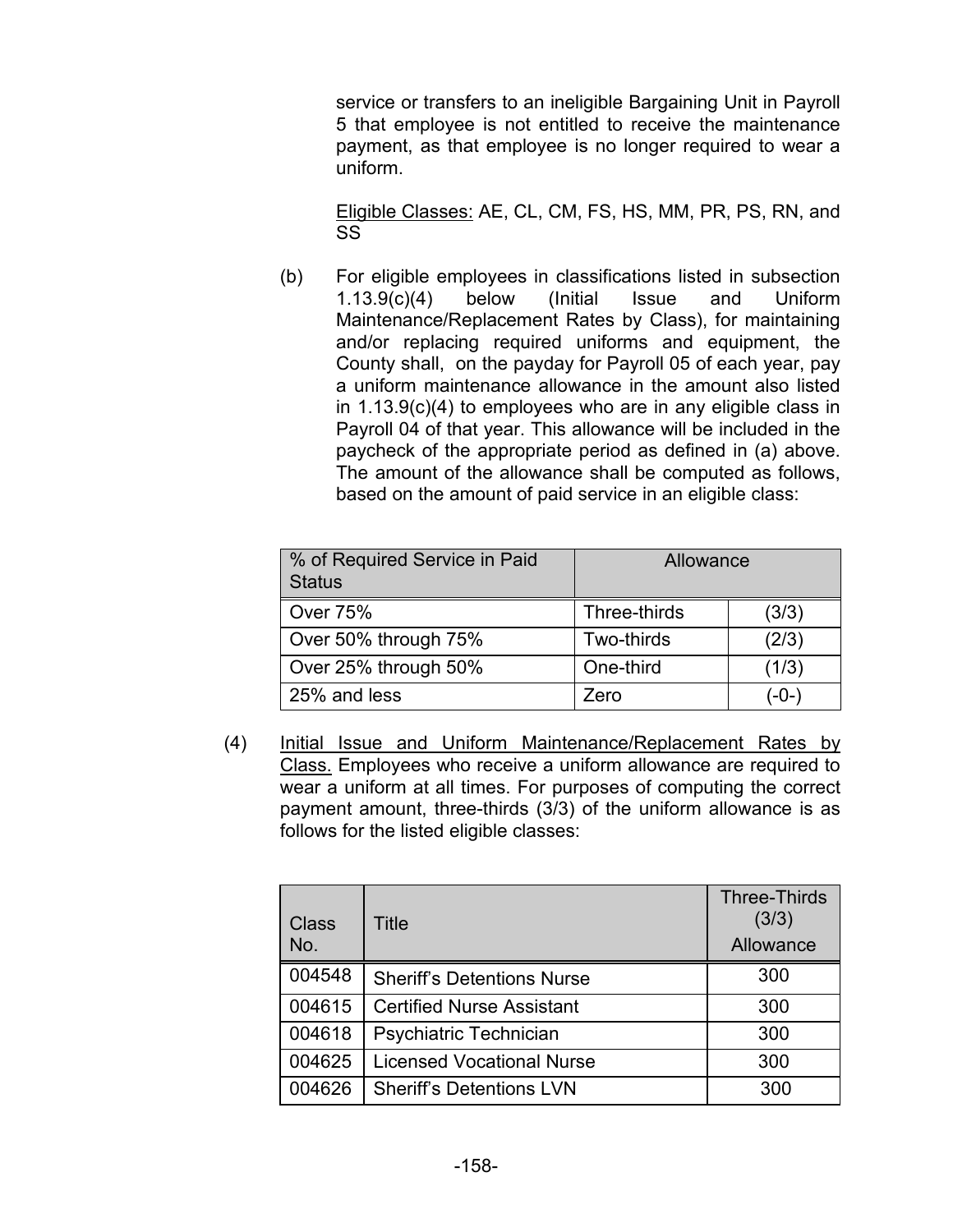service or transfers to an ineligible Bargaining Unit in Payroll 5 that employee is not entitled to receive the maintenance payment, as that employee is no longer required to wear a uniform.

Eligible Classes: AE, CL, CM, FS, HS, MM, PR, PS, RN, and SS

(b) For eligible employees in classifications listed in subsection 1.13.9(c)(4) below (Initial Issue and Uniform Maintenance/Replacement Rates by Class), for maintaining and/or replacing required uniforms and equipment, the County shall, on the payday for Payroll 05 of each year, pay a uniform maintenance allowance in the amount also listed in 1.13.9(c)(4) to employees who are in any eligible class in Payroll 04 of that year. This allowance will be included in the paycheck of the appropriate period as defined in (a) above. The amount of the allowance shall be computed as follows, based on the amount of paid service in an eligible class:

| % of Required Service in Paid Status | Allowance | |
|---|---|---|
| Over 75% | Three-thirds | (3/3) |
| Over 50% through 75% | Two-thirds | (2/3) |
| Over 25% through 50% | One-third | (1/3) |
| 25% and less | Zero | (-0-) |

(4) Initial Issue and Uniform Maintenance/Replacement Rates by Class. Employees who receive a uniform allowance are required to wear a uniform at all times. For purposes of computing the correct payment amount, three-thirds (3/3) of the uniform allowance is as follows for the listed eligible classes:

| Class No. | Title | Three-Thirds (3/3) Allowance |
|---|---|---|
| 004548 | Sheriff's Detentions Nurse | 300 |
| 004615 | Certified Nurse Assistant | 300 |
| 004618 | Psychiatric Technician | 300 |
| 004625 | Licensed Vocational Nurse | 300 |
| 004626 | Sheriff's Detentions LVN | 300 |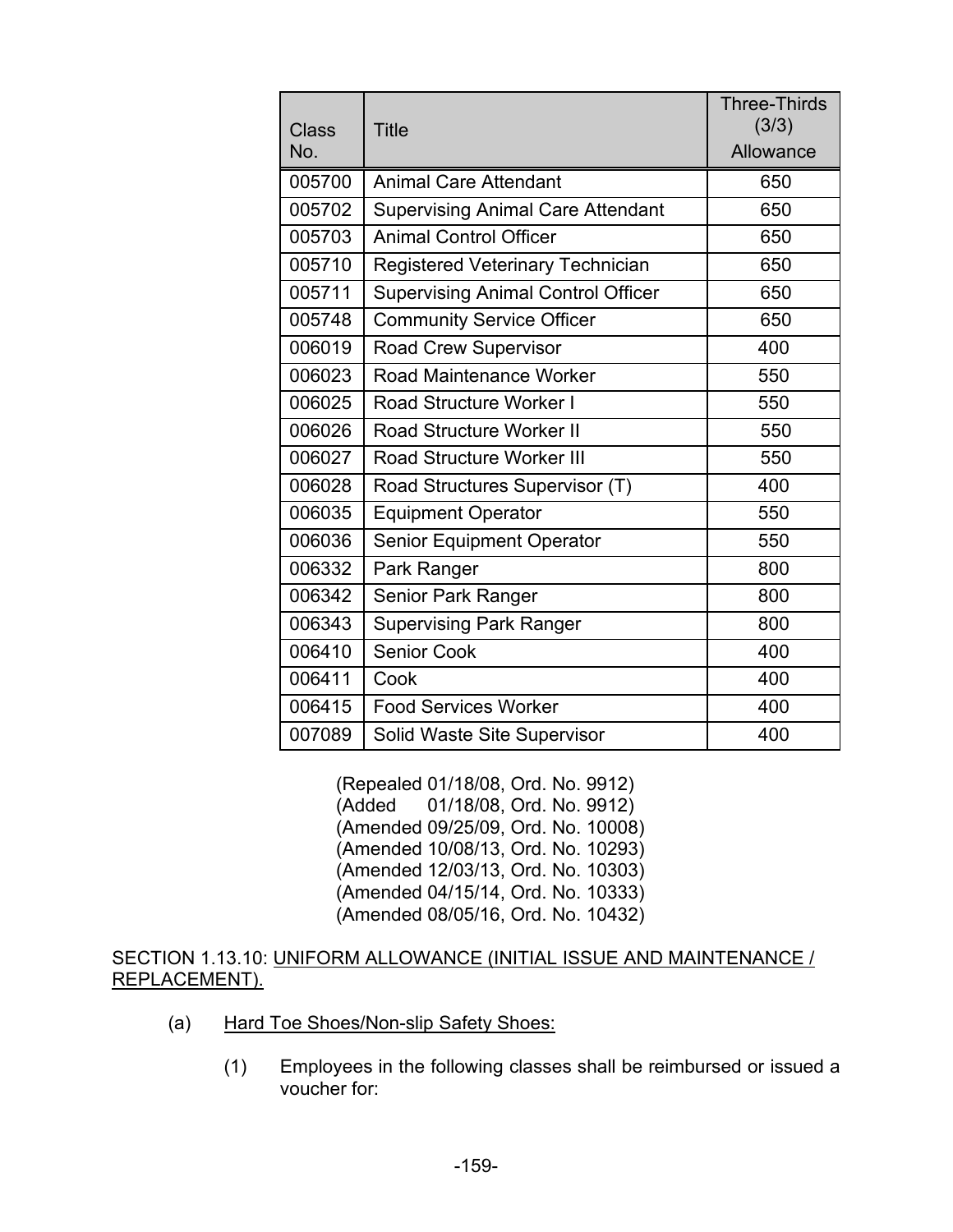| Class No. | Title | Three-Thirds (3/3) Allowance |
|---|---|---|
| 005700 | Animal Care Attendant | 650 |
| 005702 | Supervising Animal Care Attendant | 650 |
| 005703 | Animal Control Officer | 650 |
| 005710 | Registered Veterinary Technician | 650 |
| 005711 | Supervising Animal Control Officer | 650 |
| 005748 | Community Service Officer | 650 |
| 006019 | Road Crew Supervisor | 400 |
| 006023 | Road Maintenance Worker | 550 |
| 006025 | Road Structure Worker I | 550 |
| 006026 | Road Structure Worker II | 550 |
| 006027 | Road Structure Worker III | 550 |
| 006028 | Road Structures Supervisor (T) | 400 |
| 006035 | Equipment Operator | 550 |
| 006036 | Senior Equipment Operator | 550 |
| 006332 | Park Ranger | 800 |
| 006342 | Senior Park Ranger | 800 |
| 006343 | Supervising Park Ranger | 800 |
| 006410 | Senior Cook | 400 |
| 006411 | Cook | 400 |
| 006415 | Food Services Worker | 400 |
| 007089 | Solid Waste Site Supervisor | 400 |

(Repealed 01/18/08, Ord. No. 9912)
(Added 01/18/08, Ord. No. 9912)
(Amended 09/25/09, Ord. No. 10008)
(Amended 10/08/13, Ord. No. 10293)
(Amended 12/03/13, Ord. No. 10303)
(Amended 04/15/14, Ord. No. 10333)
(Amended 08/05/16, Ord. No. 10432)

SECTION 1.13.10: UNIFORM ALLOWANCE (INITIAL ISSUE AND MAINTENANCE / REPLACEMENT).

(a) Hard Toe Shoes/Non-slip Safety Shoes:

(1) Employees in the following classes shall be reimbursed or issued a voucher for: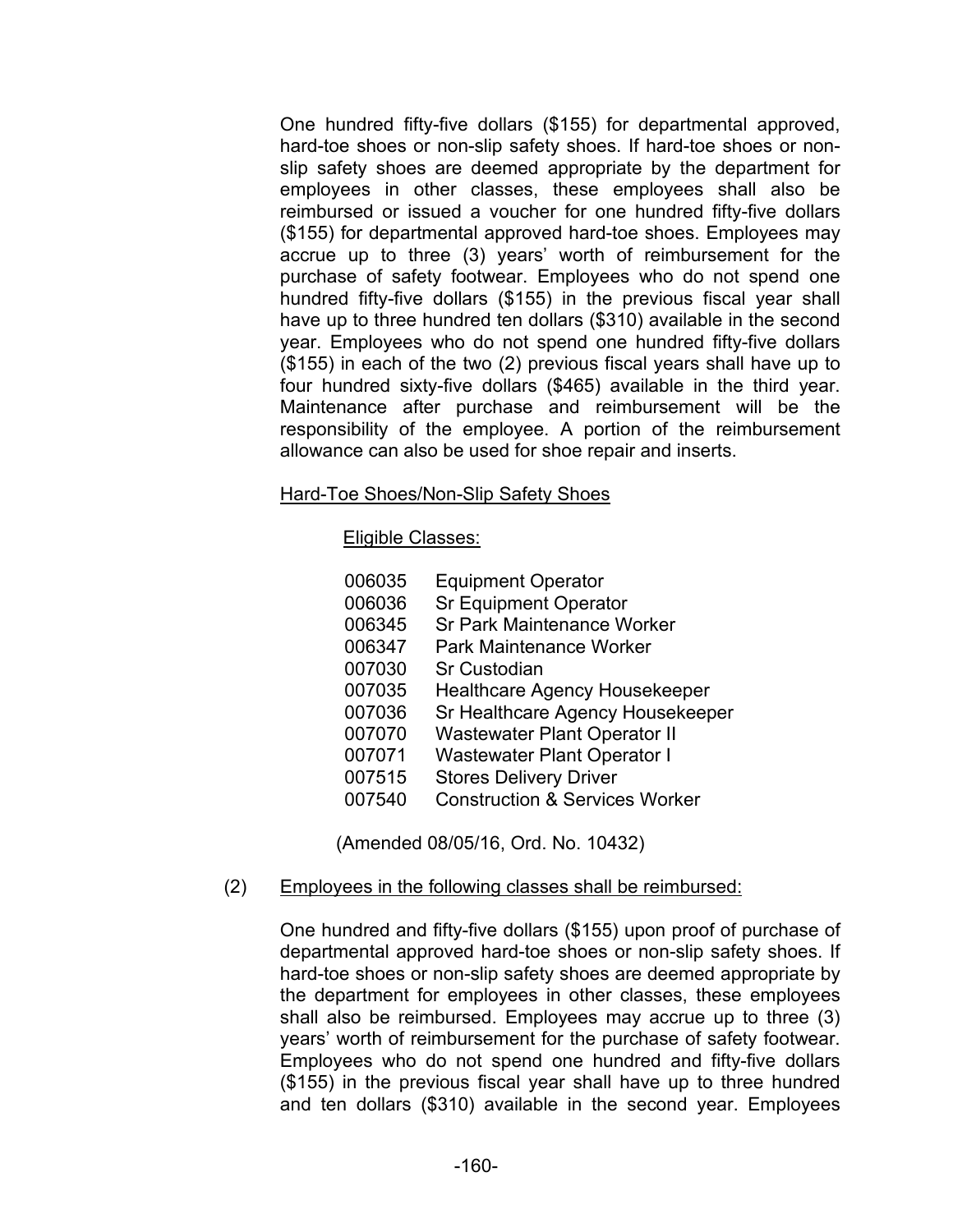One hundred fifty-five dollars ($155) for departmental approved, hard-toe shoes or non-slip safety shoes. If hard-toe shoes or non-slip safety shoes are deemed appropriate by the department for employees in other classes, these employees shall also be reimbursed or issued a voucher for one hundred fifty-five dollars ($155) for departmental approved hard-toe shoes. Employees may accrue up to three (3) years' worth of reimbursement for the purchase of safety footwear. Employees who do not spend one hundred fifty-five dollars ($155) in the previous fiscal year shall have up to three hundred ten dollars ($310) available in the second year. Employees who do not spend one hundred fifty-five dollars ($155) in each of the two (2) previous fiscal years shall have up to four hundred sixty-five dollars ($465) available in the third year. Maintenance after purchase and reimbursement will be the responsibility of the employee. A portion of the reimbursement allowance can also be used for shoe repair and inserts.

Hard-Toe Shoes/Non-Slip Safety Shoes

Eligible Classes:

| | |
|---|---|
| 006035 | Equipment Operator |
| 006036 | Sr Equipment Operator |
| 006345 | Sr Park Maintenance Worker |
| 006347 | Park Maintenance Worker |
| 007030 | Sr Custodian |
| 007035 | Healthcare Agency Housekeeper |
| 007036 | Sr Healthcare Agency Housekeeper |
| 007070 | Wastewater Plant Operator II |
| 007071 | Wastewater Plant Operator I |
| 007515 | Stores Delivery Driver |
| 007540 | Construction & Services Worker |

(Amended 08/05/16, Ord. No. 10432)

(2) Employees in the following classes shall be reimbursed:

One hundred and fifty-five dollars ($155) upon proof of purchase of departmental approved hard-toe shoes or non-slip safety shoes. If hard-toe shoes or non-slip safety shoes are deemed appropriate by the department for employees in other classes, these employees shall also be reimbursed. Employees may accrue up to three (3) years' worth of reimbursement for the purchase of safety footwear. Employees who do not spend one hundred and fifty-five dollars ($155) in the previous fiscal year shall have up to three hundred and ten dollars ($310) available in the second year. Employees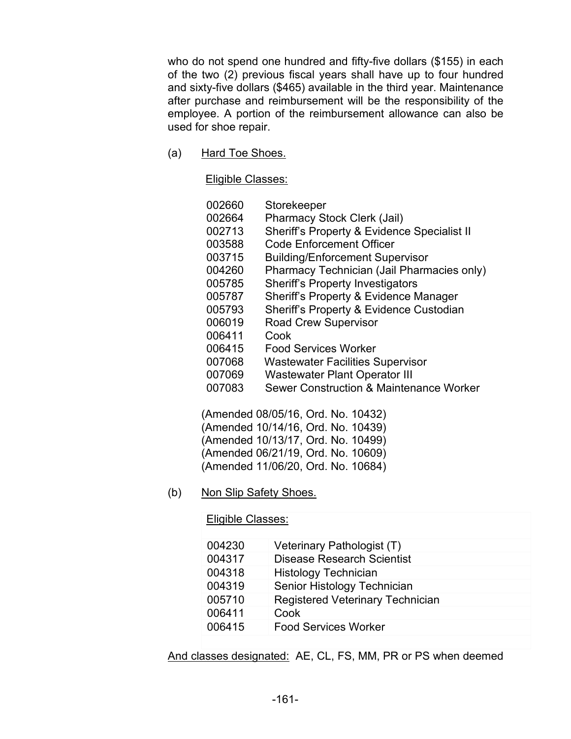who do not spend one hundred and fifty-five dollars ($155) in each of the two (2) previous fiscal years shall have up to four hundred and sixty-five dollars ($465) available in the third year. Maintenance after purchase and reimbursement will be the responsibility of the employee. A portion of the reimbursement allowance can also be used for shoe repair.

(a) Hard Toe Shoes.

Eligible Classes:

| | |
|---|---|
| 002660 | Storekeeper |
| 002664 | Pharmacy Stock Clerk (Jail) |
| 002713 | Sheriff's Property & Evidence Specialist II |
| 003588 | Code Enforcement Officer |
| 003715 | Building/Enforcement Supervisor |
| 004260 | Pharmacy Technician (Jail Pharmacies only) |
| 005785 | Sheriff's Property Investigators |
| 005787 | Sheriff's Property & Evidence Manager |
| 005793 | Sheriff's Property & Evidence Custodian |
| 006019 | Road Crew Supervisor |
| 006411 | Cook |
| 006415 | Food Services Worker |
| 007068 | Wastewater Facilities Supervisor |
| 007069 | Wastewater Plant Operator III |
| 007083 | Sewer Construction & Maintenance Worker |

(Amended 08/05/16, Ord. No. 10432)
(Amended 10/14/16, Ord. No. 10439)
(Amended 10/13/17, Ord. No. 10499)
(Amended 06/21/19, Ord. No. 10609)
(Amended 11/06/20, Ord. No. 10684)

(b) Non Slip Safety Shoes.

Eligible Classes:

| | |
|---|---|
| 004230 | Veterinary Pathologist (T) |
| 004317 | Disease Research Scientist |
| 004318 | Histology Technician |
| 004319 | Senior Histology Technician |
| 005710 | Registered Veterinary Technician |
| 006411 | Cook |
| 006415 | Food Services Worker |

And classes designated: AE, CL, FS, MM, PR or PS when deemed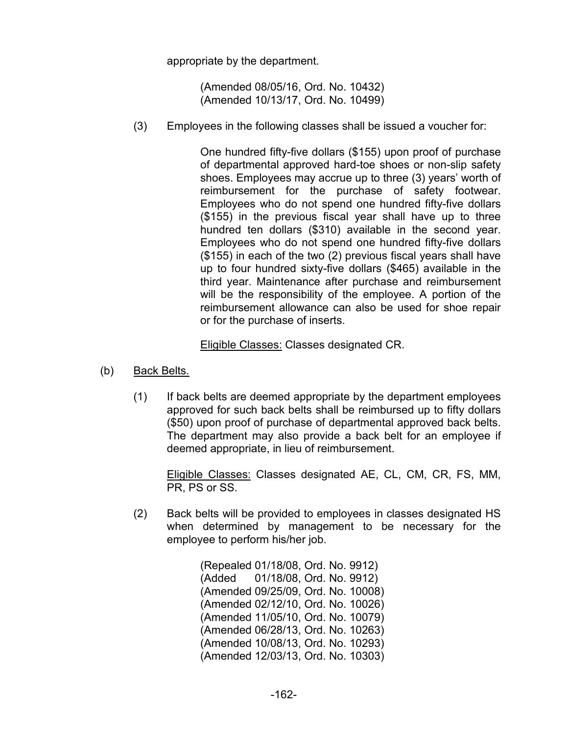appropriate by the department.

(Amended 08/05/16, Ord. No. 10432)
(Amended 10/13/17, Ord. No. 10499)

(3) Employees in the following classes shall be issued a voucher for:

One hundred fifty-five dollars ($155) upon proof of purchase of departmental approved hard-toe shoes or non-slip safety shoes. Employees may accrue up to three (3) years' worth of reimbursement for the purchase of safety footwear. Employees who do not spend one hundred fifty-five dollars ($155) in the previous fiscal year shall have up to three hundred ten dollars ($310) available in the second year. Employees who do not spend one hundred fifty-five dollars ($155) in each of the two (2) previous fiscal years shall have up to four hundred sixty-five dollars ($465) available in the third year. Maintenance after purchase and reimbursement will be the responsibility of the employee. A portion of the reimbursement allowance can also be used for shoe repair or for the purchase of inserts.

<u>Eligible Classes:</u> Classes designated CR.

(b) <u>Back Belts.</u>

(1) If back belts are deemed appropriate by the department employees approved for such back belts shall be reimbursed up to fifty dollars ($50) upon proof of purchase of departmental approved back belts. The department may also provide a back belt for an employee if deemed appropriate, in lieu of reimbursement.

<u>Eligible Classes:</u> Classes designated AE, CL, CM, CR, FS, MM, PR, PS or SS.

(2) Back belts will be provided to employees in classes designated HS when determined by management to be necessary for the employee to perform his/her job.

(Repealed 01/18/08, Ord. No. 9912)
(Added 01/18/08, Ord. No. 9912)
(Amended 09/25/09, Ord. No. 10008)
(Amended 02/12/10, Ord. No. 10026)
(Amended 11/05/10, Ord. No. 10079)
(Amended 06/28/13, Ord. No. 10263)
(Amended 10/08/13, Ord. No. 10293)
(Amended 12/03/13, Ord. No. 10303)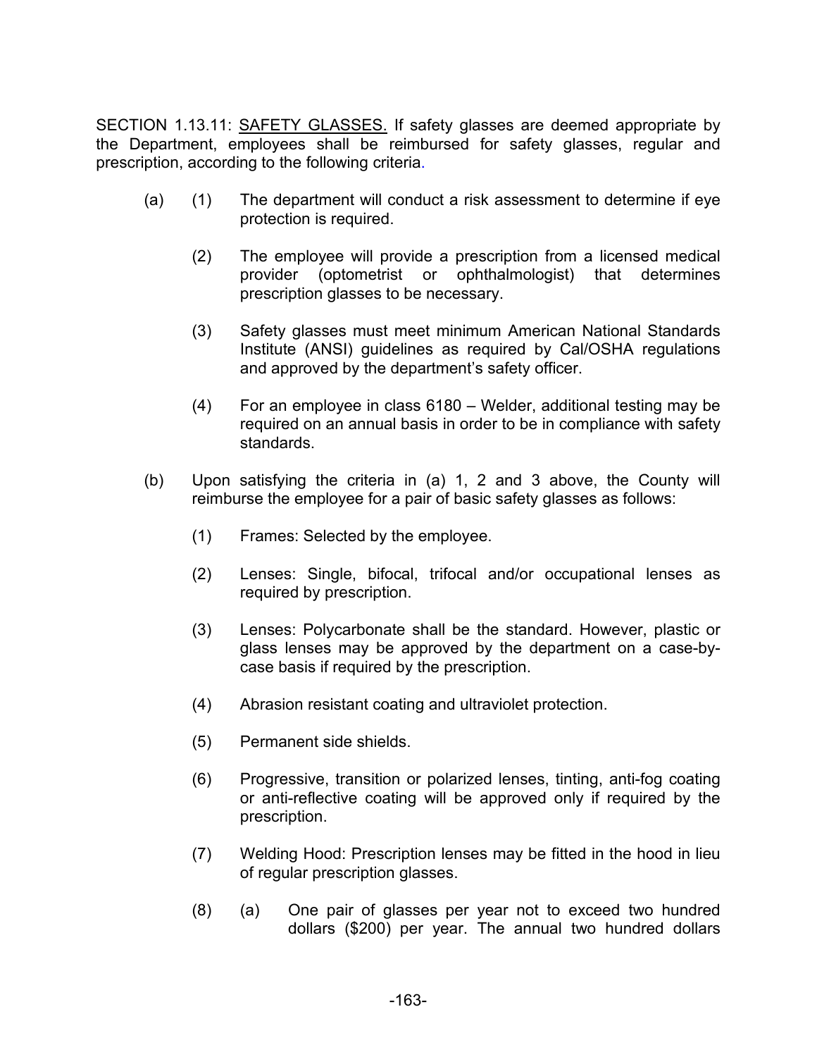SECTION 1.13.11: <u>SAFETY GLASSES.</u> If safety glasses are deemed appropriate by the Department, employees shall be reimbursed for safety glasses, regular and prescription, according to the following criteria.

(a) (1) The department will conduct a risk assessment to determine if eye protection is required.

(2) The employee will provide a prescription from a licensed medical provider (optometrist or ophthalmologist) that determines prescription glasses to be necessary.

(3) Safety glasses must meet minimum American National Standards Institute (ANSI) guidelines as required by Cal/OSHA regulations and approved by the department's safety officer.

(4) For an employee in class 6180 – Welder, additional testing may be required on an annual basis in order to be in compliance with safety standards.

(b) Upon satisfying the criteria in (a) 1, 2 and 3 above, the County will reimburse the employee for a pair of basic safety glasses as follows:

(1) Frames: Selected by the employee.

(2) Lenses: Single, bifocal, trifocal and/or occupational lenses as required by prescription.

(3) Lenses: Polycarbonate shall be the standard. However, plastic or glass lenses may be approved by the department on a case-by-case basis if required by the prescription.

(4) Abrasion resistant coating and ultraviolet protection.

(5) Permanent side shields.

(6) Progressive, transition or polarized lenses, tinting, anti-fog coating or anti-reflective coating will be approved only if required by the prescription.

(7) Welding Hood: Prescription lenses may be fitted in the hood in lieu of regular prescription glasses.

(8) (a) One pair of glasses per year not to exceed two hundred dollars ($200) per year. The annual two hundred dollars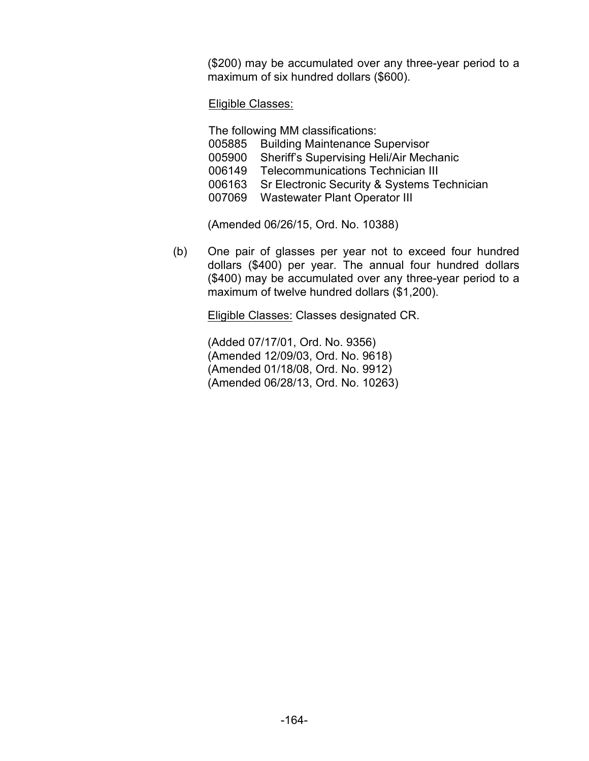($200) may be accumulated over any three-year period to a maximum of six hundred dollars ($600).

<u>Eligible Classes:</u>

The following MM classifications:

005885 Building Maintenance Supervisor
005900 Sheriff's Supervising Heli/Air Mechanic
006149 Telecommunications Technician III
006163 Sr Electronic Security & Systems Technician
007069 Wastewater Plant Operator III

(Amended 06/26/15, Ord. No. 10388)

(b) One pair of glasses per year not to exceed four hundred dollars ($400) per year. The annual four hundred dollars ($400) may be accumulated over any three-year period to a maximum of twelve hundred dollars ($1,200).

<u>Eligible Classes:</u> Classes designated CR.

(Added 07/17/01, Ord. No. 9356)
(Amended 12/09/03, Ord. No. 9618)
(Amended 01/18/08, Ord. No. 9912)
(Amended 06/28/13, Ord. No. 10263)